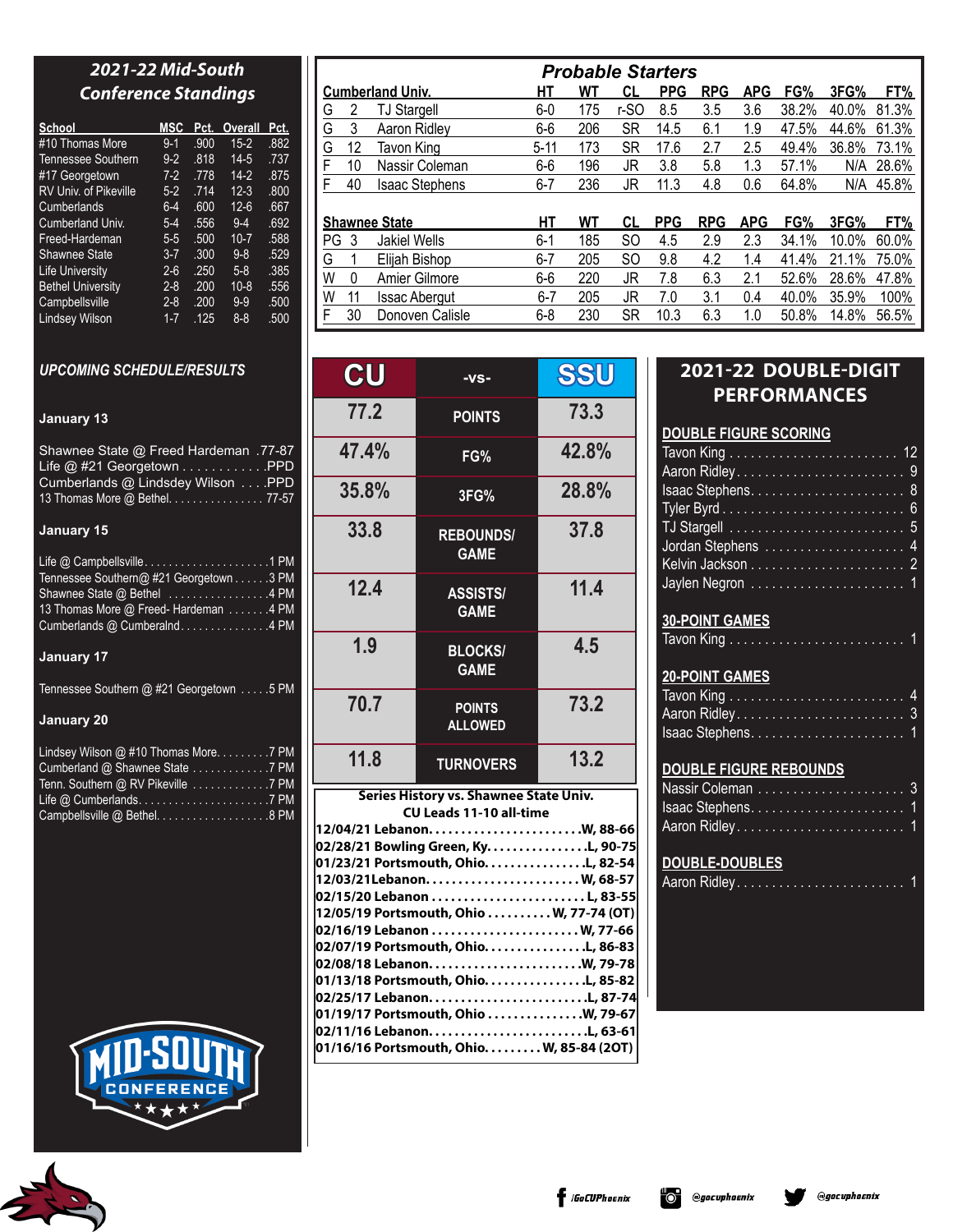## 2021-22 Mid-South Conference Standings

| School | MSC | Pct. | Overall | Pct. |
|---|---|---|---|---|
| #10 Thomas More | 9-1 | .900 | 15-2 | .882 |
| Tennessee Southern | 9-2 | .818 | 14-5 | .737 |
| #17 Georgetown | 7-2 | .778 | 14-2 | .875 |
| RV Univ. of Pikeville | 5-2 | .714 | 12-3 | .800 |
| Cumberlands | 6-4 | .600 | 12-6 | .667 |
| Cumberland Univ. | 5-4 | .556 | 9-4 | .692 |
| Freed-Hardeman | 5-5 | .500 | 10-7 | .588 |
| Shawnee State | 3-7 | .300 | 9-8 | .529 |
| Life University | 2-6 | .250 | 5-8 | .385 |
| Bethel University | 2-8 | .200 | 10-8 | .556 |
| Campbellsville | 2-8 | .200 | 9-9 | .500 |
| Lindsey Wilson | 1-7 | .125 | 8-8 | .500 |

## UPCOMING SCHEDULE/RESULTS

**January 13**

Shawnee State @ Freed Hardeman .77-87
Life @ #21 Georgetown . . . . . . . . . . . .PPD
Cumberlands @ Lindsdey Wilson . . . .PPD
13 Thomas More @ Bethel. . . . . . . . . . . . . . . . 77-57

**January 15**

Life @ Campbellsville. . . . . . . . . . . . . . . . . . . . .1 PM
Tennessee Southern@ #21 Georgetown . . . . . .3 PM
Shawnee State @ Bethel . . . . . . . . . . . . . . . . .4 PM
13 Thomas More @ Freed- Hardeman . . . . . . .4 PM
Cumberlands @ Cumberalnd. . . . . . . . . . . . . .4 PM

**January 17**

Tennessee Southern @ #21 Georgetown . . . . .5 PM

**January 20**

Lindsey Wilson @ #10 Thomas More. . . . . . . . .7 PM
Cumberland @ Shawnee State . . . . . . . . . . . .7 PM
Tenn. Southern @ RV Pikeville . . . . . . . . . . . .7 PM
Life @ Cumberlands. . . . . . . . . . . . . . . . . . . . .7 PM
Campbellsville @ Bethel. . . . . . . . . . . . . . . . . .8 PM

## Probable Starters

| Cumberland Univ. | | | HT | WT | CL | PPG | RPG | APG | FG% | 3FG% | FT% |
|---|---|---|---|---|---|---|---|---|---|---|---|
| G | 2 | TJ Stargell | 6-0 | 175 | r-SO | 8.5 | 3.5 | 3.6 | 38.2% | 40.0% | 81.3% |
| G | 3 | Aaron Ridley | 6-6 | 206 | SR | 14.5 | 6.1 | 1.9 | 47.5% | 44.6% | 61.3% |
| G | 12 | Tavon King | 5-11 | 173 | SR | 17.6 | 2.7 | 2.5 | 49.4% | 36.8% | 73.1% |
| F | 10 | Nassir Coleman | 6-6 | 196 | JR | 3.8 | 5.8 | 1.3 | 57.1% | N/A | 28.6% |
| F | 40 | Isaac Stephens | 6-7 | 236 | JR | 11.3 | 4.8 | 0.6 | 64.8% | N/A | 45.8% |

| Shawnee State | | | HT | WT | CL | PPG | RPG | APG | FG% | 3FG% | FT% |
|---|---|---|---|---|---|---|---|---|---|---|---|
| PG | 3 | Jakiel Wells | 6-1 | 185 | SO | 4.5 | 2.9 | 2.3 | 34.1% | 10.0% | 60.0% |
| G | 1 | Elijah Bishop | 6-7 | 205 | SO | 9.8 | 4.2 | 1.4 | 41.4% | 21.1% | 75.0% |
| W | 0 | Amier Gilmore | 6-6 | 220 | JR | 7.8 | 6.3 | 2.1 | 52.6% | 28.6% | 47.8% |
| W | 11 | Issac Abergut | 6-7 | 205 | JR | 7.0 | 3.1 | 0.4 | 40.0% | 35.9% | 100% |
| F | 30 | Donoven Calisle | 6-8 | 230 | SR | 10.3 | 6.3 | 1.0 | 50.8% | 14.8% | 56.5% |

| CU | -vs- | SSU |
|---|---|---|
| 77.2 | POINTS | 73.3 |
| 47.4% | FG% | 42.8% |
| 35.8% | 3FG% | 28.8% |
| 33.8 | REBOUNDS/ GAME | 37.8 |
| 12.4 | ASSISTS/ GAME | 11.4 |
| 1.9 | BLOCKS/ GAME | 4.5 |
| 70.7 | POINTS ALLOWED | 73.2 |
| 11.8 | TURNOVERS | 13.2 |

**Series History vs. Shawnee State Univ.**
**CU Leads 11-10 all-time**

**12/04/21 Lebanon. . . . . . . . . . . . . . . . . . . . . . .W, 88-66**
**02/28/21 Bowling Green, Ky. . . . . . . . . . . . . . . .L, 90-75**
**01/23/21 Portsmouth, Ohio. . . . . . . . . . . . . . .L, 82-54**
**12/03/21Lebanon. . . . . . . . . . . . . . . . . . . . . . . W, 68-57**
**02/15/20 Lebanon . . . . . . . . . . . . . . . . . . . . . . L, 83-55**
**12/05/19 Portsmouth, Ohio . . . . . . . . . . W, 77-74 (OT)**
**02/16/19 Lebanon . . . . . . . . . . . . . . . . . . . . . .W, 77-66**
**02/07/19 Portsmouth, Ohio. . . . . . . . . . . . . . .L, 86-83**
**02/08/18 Lebanon. . . . . . . . . . . . . . . . . . . . . . .W, 79-78**
**01/13/18 Portsmouth, Ohio. . . . . . . . . . . . . . .L, 85-82**
**02/25/17 Lebanon. . . . . . . . . . . . . . . . . . . . . . . .L, 87-74**
**01/19/17 Portsmouth, Ohio . . . . . . . . . . . . . .W, 79-67**
**02/11/16 Lebanon. . . . . . . . . . . . . . . . . . . . . . . .L, 63-61**
**01/16/16 Portsmouth, Ohio. . . . . . . . . W, 85-84 (2OT)**

## 2021-22 DOUBLE-DIGIT PERFORMANCES

**DOUBLE FIGURE SCORING**

Tavon King . . . . . . . . . . . . . . . . . . . . . . . . 12
Aaron Ridley. . . . . . . . . . . . . . . . . . . . . . . . 9
Isaac Stephens. . . . . . . . . . . . . . . . . . . . . . 8
Tyler Byrd . . . . . . . . . . . . . . . . . . . . . . . . . 6
TJ Stargell . . . . . . . . . . . . . . . . . . . . . . . . 5
Jordan Stephens . . . . . . . . . . . . . . . . . . . . 4
Kelvin Jackson . . . . . . . . . . . . . . . . . . . . . 2
Jaylen Negron . . . . . . . . . . . . . . . . . . . . . 1

**30-POINT GAMES**

Tavon King . . . . . . . . . . . . . . . . . . . . . . . . 1

**20-POINT GAMES**

Tavon King . . . . . . . . . . . . . . . . . . . . . . . . 4
Aaron Ridley. . . . . . . . . . . . . . . . . . . . . . . . 3
Isaac Stephens. . . . . . . . . . . . . . . . . . . . . . 1

**DOUBLE FIGURE REBOUNDS**

Nassir Coleman . . . . . . . . . . . . . . . . . . . . . 3
Isaac Stephens. . . . . . . . . . . . . . . . . . . . . . 1
Aaron Ridley. . . . . . . . . . . . . . . . . . . . . . . . 1

**DOUBLE-DOUBLES**

Aaron Ridley. . . . . . . . . . . . . . . . . . . . . . . . 1

/GoCUPhoenix @gocuphoenix @gocuphoenix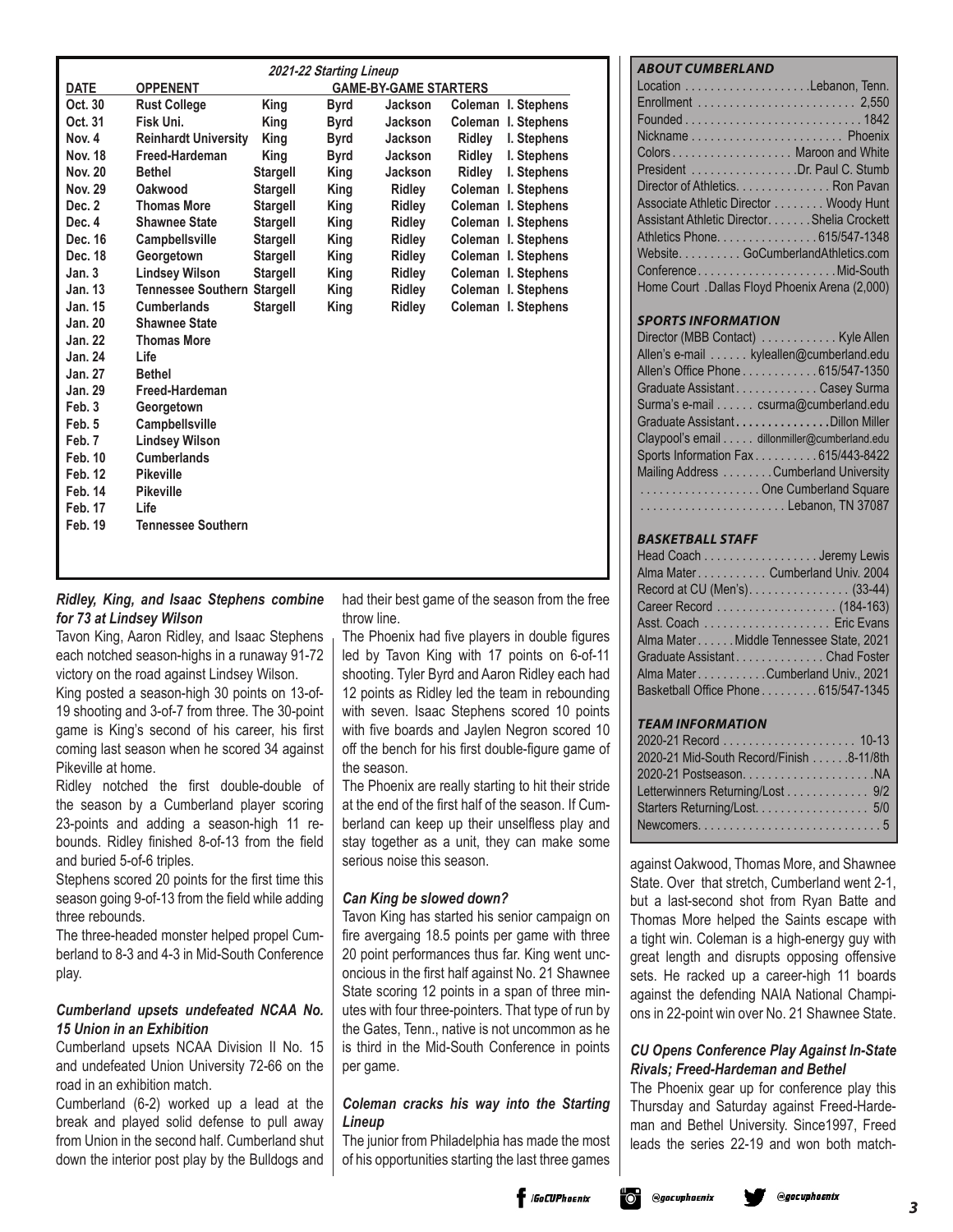## 2021-22 Starting Lineup

| DATE | OPPENENT | GAME-BY-GAME STARTERS | | | | |
|---|---|---|---|---|---|---|
| Oct. 30 | Rust College | King | Byrd | Jackson | Coleman | I. Stephens |
| Oct. 31 | Fisk Uni. | King | Byrd | Jackson | Coleman | I. Stephens |
| Nov. 4 | Reinhardt University | King | Byrd | Jackson | Ridley | I. Stephens |
| Nov. 18 | Freed-Hardeman | King | Byrd | Jackson | Ridley | I. Stephens |
| Nov. 20 | Bethel | Stargell | King | Jackson | Ridley | I. Stephens |
| Nov. 29 | Oakwood | Stargell | King | Ridley | Coleman | I. Stephens |
| Dec. 2 | Thomas More | Stargell | King | Ridley | Coleman | I. Stephens |
| Dec. 4 | Shawnee State | Stargell | King | Ridley | Coleman | I. Stephens |
| Dec. 16 | Campbellsville | Stargell | King | Ridley | Coleman | I. Stephens |
| Dec. 18 | Georgetown | Stargell | King | Ridley | Coleman | I. Stephens |
| Jan. 3 | Lindsey Wilson | Stargell | King | Ridley | Coleman | I. Stephens |
| Jan. 13 | Tennessee Southern | Stargell | King | Ridley | Coleman | I. Stephens |
| Jan. 15 | Cumberlands | Stargell | King | Ridley | Coleman | I. Stephens |
| Jan. 20 | Shawnee State | | | | | |
| Jan. 22 | Thomas More | | | | | |
| Jan. 24 | Life | | | | | |
| Jan. 27 | Bethel | | | | | |
| Jan. 29 | Freed-Hardeman | | | | | |
| Feb. 3 | Georgetown | | | | | |
| Feb. 5 | Campbellsville | | | | | |
| Feb. 7 | Lindsey Wilson | | | | | |
| Feb. 10 | Cumberlands | | | | | |
| Feb. 12 | Pikeville | | | | | |
| Feb. 14 | Pikeville | | | | | |
| Feb. 17 | Life | | | | | |
| Feb. 19 | Tennessee Southern | | | | | |

### *Ridley, King, and Isaac Stephens combine for 73 at Lindsey Wilson*

Tavon King, Aaron Ridley, and Isaac Stephens each notched season-highs in a runaway 91-72 victory on the road against Lindsey Wilson.

King posted a season-high 30 points on 13-of-19 shooting and 3-of-7 from three. The 30-point game is King's second of his career, his first coming last season when he scored 34 against Pikeville at home.

Ridley notched the first double-double of the season by a Cumberland player scoring 23-points and adding a season-high 11 rebounds. Ridley finished 8-of-13 from the field and buried 5-of-6 triples.

Stephens scored 20 points for the first time this season going 9-of-13 from the field while adding three rebounds.

The three-headed monster helped propel Cumberland to 8-3 and 4-3 in Mid-South Conference play.

### *Cumberland upsets undefeated NCAA No. 15 Union in an Exhibition*

Cumberland upsets NCAA Division II No. 15 and undefeated Union University 72-66 on the road in an exhibition match.

Cumberland (6-2) worked up a lead at the break and played solid defense to pull away from Union in the second half. Cumberland shut down the interior post play by the Bulldogs and had their best game of the season from the free throw line.

The Phoenix had five players in double figures led by Tavon King with 17 points on 6-of-11 shooting. Tyler Byrd and Aaron Ridley each had 12 points as Ridley led the team in rebounding with seven. Isaac Stephens scored 10 points with five boards and Jaylen Negron scored 10 off the bench for his first double-figure game of the season.

The Phoenix are really starting to hit their stride at the end of the first half of the season. If Cumberland can keep up their unselfless play and stay together as a unit, they can make some serious noise this season.

### *Can King be slowed down?*

Tavon King has started his senior campaign on fire avergaing 18.5 points per game with three 20 point performances thus far. King went uncontious in the first half against No. 21 Shawnee State scoring 12 points in a span of three minutes with four three-pointers. That type of run by the Gates, Tenn., native is not uncommon as he is third in the Mid-South Conference in points per game.

### *Coleman cracks his way into the Starting Lineup*

The junior from Philadelphia has made the most of his opportunities starting the last three games against Oakwood, Thomas More, and Shawnee State. Over that stretch, Cumberland went 2-1, but a last-second shot from Ryan Batte and Thomas More helped the Saints escape with a tight win. Coleman is a high-energy guy with great length and disrupts opposing offensive sets. He racked up a career-high 11 boards against the defending NAIA National Champions in 22-point win over No. 21 Shawnee State.

### *CU Opens Conference Play Against In-State Rivals; Freed-Hardeman and Bethel*

The Phoenix gear up for conference play this Thursday and Saturday against Freed-Hardeman and Bethel University. Since1997, Freed leads the series 22-19 and won both match-

### *ABOUT CUMBERLAND*

Location . . . . . . . . . . . . . . . . . . . .Lebanon, Tenn.
Enrollment . . . . . . . . . . . . . . . . . . . . . . . . . 2,550
Founded . . . . . . . . . . . . . . . . . . . . . . . . . . . . 1842
Nickname . . . . . . . . . . . . . . . . . . . . . . . . Phoenix
Colors . . . . . . . . . . . . . . . . . . Maroon and White
President . . . . . . . . . . . . . . . . .Dr. Paul C. Stumb
Director of Athletics. . . . . . . . . . . . . . Ron Pavan
Associate Athletic Director . . . . . . . . Woody Hunt
Assistant Athletic Director. . . . . . . Shelia Crockett
Athletics Phone. . . . . . . . . . . . . . . . 615/547-1348
Website. . . . . . . . . . GoCumberlandAthletics.com
Conference . . . . . . . . . . . . . . . . . . . . . . Mid-South
Home Court . Dallas Floyd Phoenix Arena (2,000)

### *SPORTS INFORMATION*

Director (MBB Contact) . . . . . . . . . . . . Kyle Allen
Allen's e-mail . . . . . . kyleallen@cumberland.edu
Allen's Office Phone . . . . . . . . . . . . 615/547-1350
Graduate Assistant . . . . . . . . . . . . . Casey Surma
Surma's e-mail . . . . . . csurma@cumberland.edu
Graduate Assistant . . . . . . . . . . . . . . .Dillon Miller
Claypool's email . . . . . dillonmiller@cumberland.edu
Sports Information Fax . . . . . . . . . . 615/443-8422
Mailing Address . . . . . . . . Cumberland University
. . . . . . . . . . . . . . . . . . . One Cumberland Square
. . . . . . . . . . . . . . . . . . . . . . . Lebanon, TN 37087

### *BASKETBALL STAFF*

Head Coach . . . . . . . . . . . . . . . . . . Jeremy Lewis
Alma Mater . . . . . . . . . . . Cumberland Univ. 2004
Record at CU (Men's). . . . . . . . . . . . . . . . (33-44)
Career Record . . . . . . . . . . . . . . . . . . . (184-163)
Asst. Coach . . . . . . . . . . . . . . . . . . . . Eric Evans
Alma Mater . . . . . . Middle Tennessee State, 2021
Graduate Assistant . . . . . . . . . . . . . . Chad Foster
Alma Mater . . . . . . . . . . . Cumberland Univ., 2021
Basketball Office Phone . . . . . . . . . 615/547-1345

### *TEAM INFORMATION*

2020-21 Record . . . . . . . . . . . . . . . . . . . . . 10-13
2020-21 Mid-South Record/Finish . . . . . .8-11/8th
2020-21 Postseason. . . . . . . . . . . . . . . . . . . . .NA
Letterwinners Returning/Lost . . . . . . . . . . . . . 9/2
Starters Returning/Lost. . . . . . . . . . . . . . . . . . 5/0
Newcomers. . . . . . . . . . . . . . . . . . . . . . . . . . . . . 5